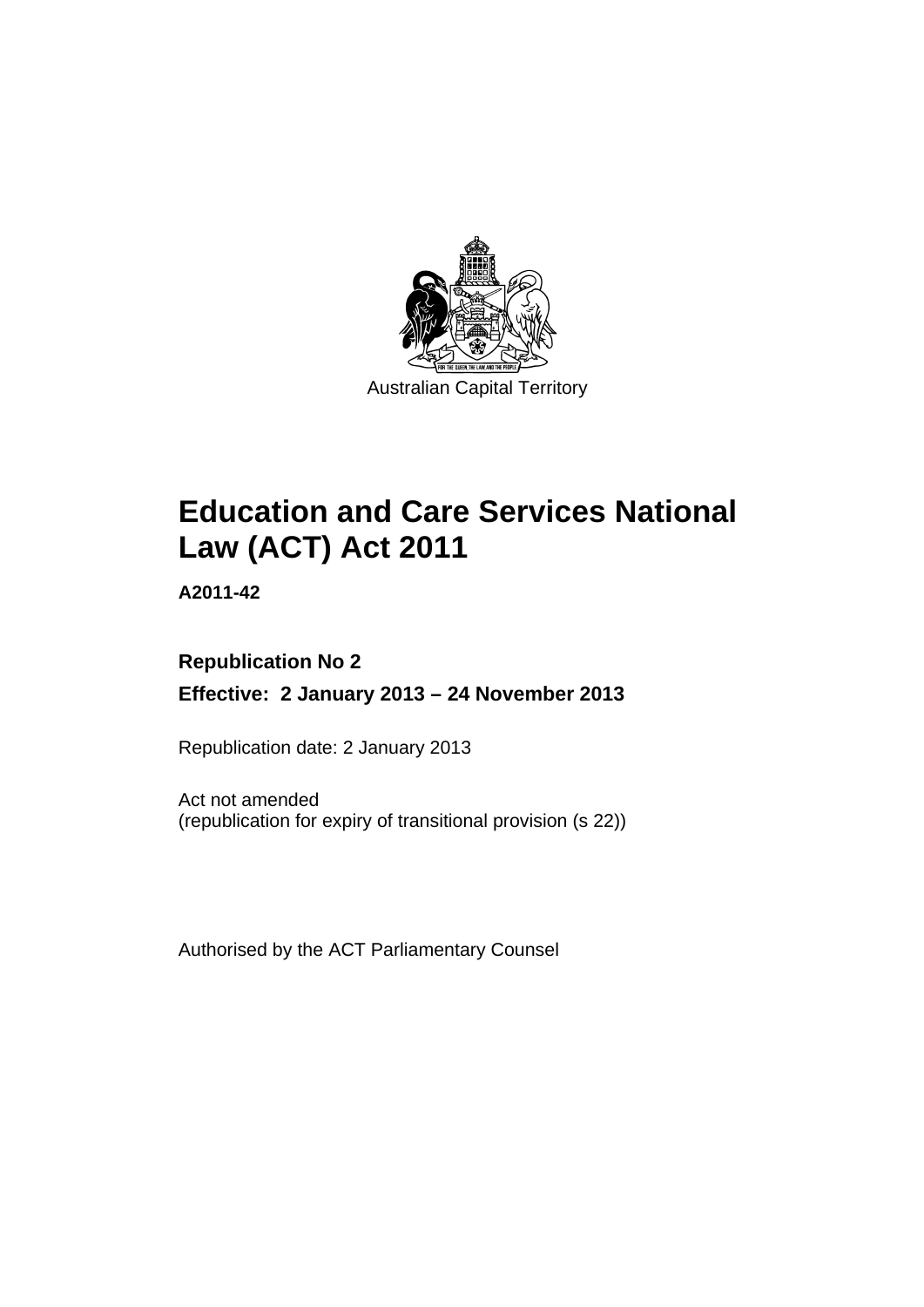Australian Capital Territory

# Education and Care Services National Law (ACT) Act 2011

**A2011-42**

**Republication No 2**

**Effective: 2 January 2013 – 24 November 2013**

Republication date: 2 January 2013

Act not amended
(republication for expiry of transitional provision (s 22))

Authorised by the ACT Parliamentary Counsel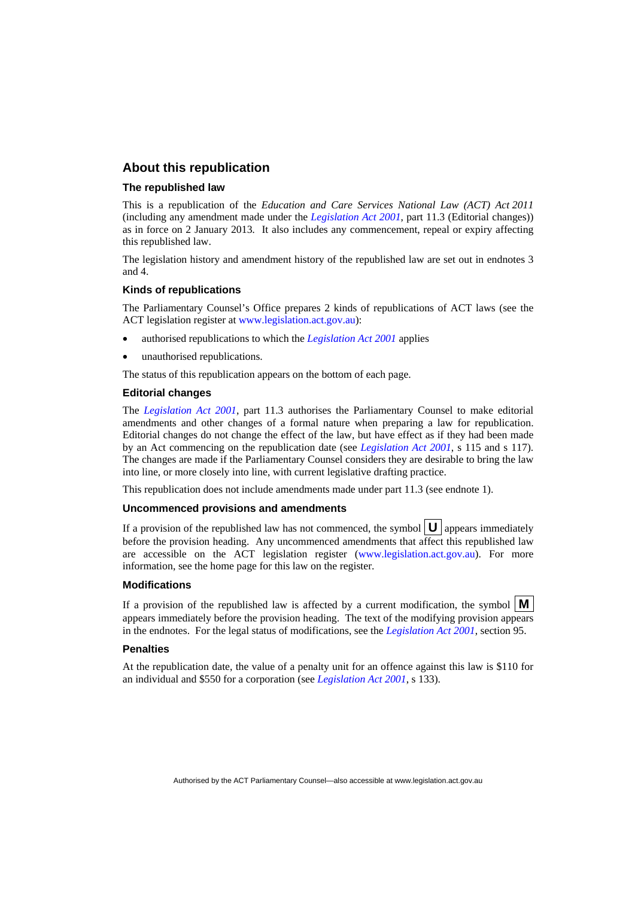## About this republication

### The republished law

This is a republication of the *Education and Care Services National Law (ACT) Act 2011* (including any amendment made under the *Legislation Act 2001*, part 11.3 (Editorial changes)) as in force on 2 January 2013. It also includes any commencement, repeal or expiry affecting this republished law.

The legislation history and amendment history of the republished law are set out in endnotes 3 and 4.

### Kinds of republications

The Parliamentary Counsel's Office prepares 2 kinds of republications of ACT laws (see the ACT legislation register at www.legislation.act.gov.au):

- authorised republications to which the *Legislation Act 2001* applies
- unauthorised republications.

The status of this republication appears on the bottom of each page.

### Editorial changes

The *Legislation Act 2001*, part 11.3 authorises the Parliamentary Counsel to make editorial amendments and other changes of a formal nature when preparing a law for republication. Editorial changes do not change the effect of the law, but have effect as if they had been made by an Act commencing on the republication date (see *Legislation Act 2001*, s 115 and s 117). The changes are made if the Parliamentary Counsel considers they are desirable to bring the law into line, or more closely into line, with current legislative drafting practice.

This republication does not include amendments made under part 11.3 (see endnote 1).

### Uncommenced provisions and amendments

If a provision of the republished law has not commenced, the symbol **U** appears immediately before the provision heading. Any uncommenced amendments that affect this republished law are accessible on the ACT legislation register (www.legislation.act.gov.au). For more information, see the home page for this law on the register.

### Modifications

If a provision of the republished law is affected by a current modification, the symbol **M** appears immediately before the provision heading. The text of the modifying provision appears in the endnotes. For the legal status of modifications, see the *Legislation Act 2001*, section 95.

### Penalties

At the republication date, the value of a penalty unit for an offence against this law is $110 for an individual and $550 for a corporation (see *Legislation Act 2001*, s 133).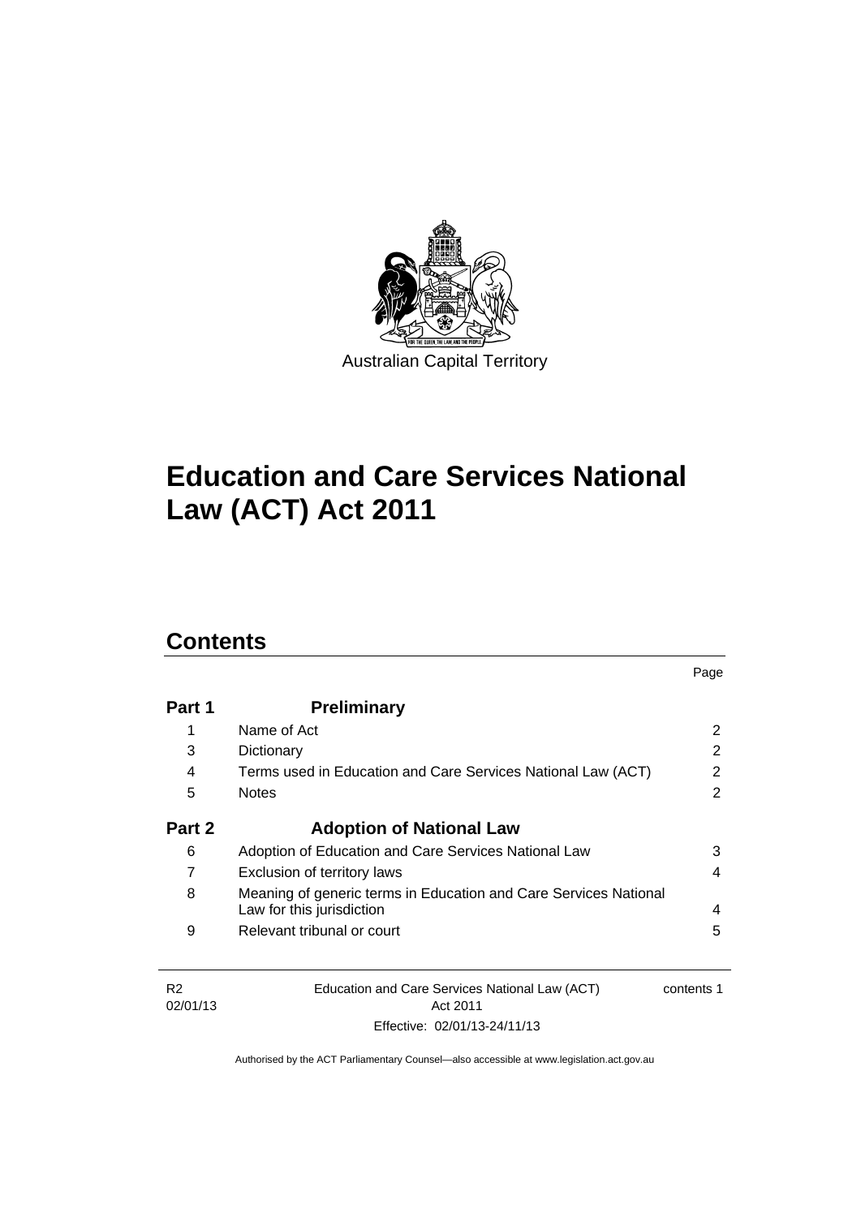Australian Capital Territory

# Education and Care Services National Law (ACT) Act 2011

## Contents

| | | Page |
|---|---|---|
| **Part 1** | **Preliminary** | |
| 1 | Name of Act | 2 |
| 3 | Dictionary | 2 |
| 4 | Terms used in Education and Care Services National Law (ACT) | 2 |
| 5 | Notes | 2 |
| **Part 2** | **Adoption of National Law** | |
| 6 | Adoption of Education and Care Services National Law | 3 |
| 7 | Exclusion of territory laws | 4 |
| 8 | Meaning of generic terms in Education and Care Services National Law for this jurisdiction | 4 |
| 9 | Relevant tribunal or court | 5 |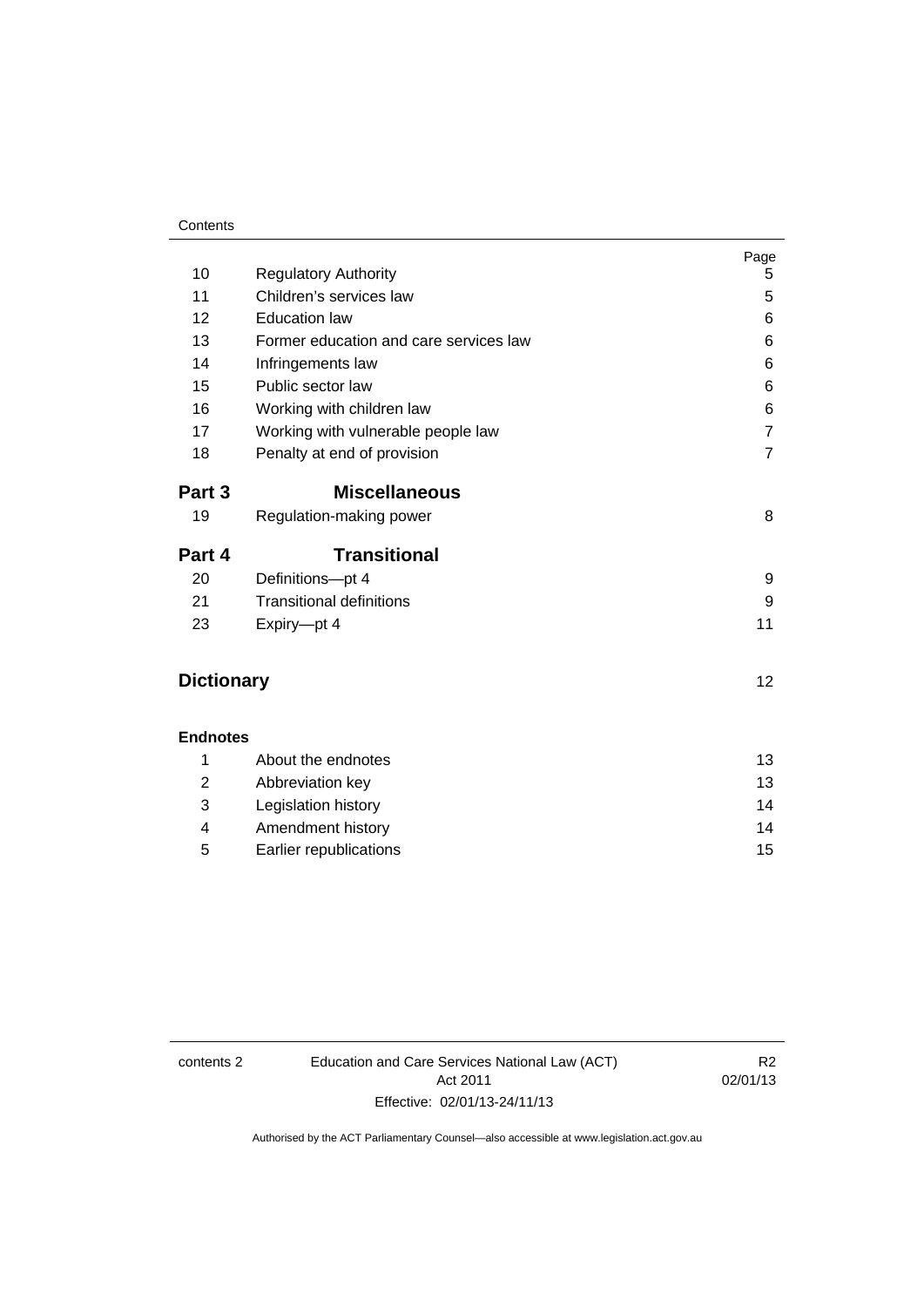| | | Page |
|---|---|---|
| 10 | Regulatory Authority | 5 |
| 11 | Children's services law | 5 |
| 12 | Education law | 6 |
| 13 | Former education and care services law | 6 |
| 14 | Infringements law | 6 |
| 15 | Public sector law | 6 |
| 16 | Working with children law | 6 |
| 17 | Working with vulnerable people law | 7 |
| 18 | Penalty at end of provision | 7 |
| **Part 3** | **Miscellaneous** | |
| 19 | Regulation-making power | 8 |
| **Part 4** | **Transitional** | |
| 20 | Definitions—pt 4 | 9 |
| 21 | Transitional definitions | 9 |
| 23 | Expiry—pt 4 | 11 |
| **Dictionary** | | 12 |
| **Endnotes** | | |
| 1 | About the endnotes | 13 |
| 2 | Abbreviation key | 13 |
| 3 | Legislation history | 14 |
| 4 | Amendment history | 14 |
| 5 | Earlier republications | 15 |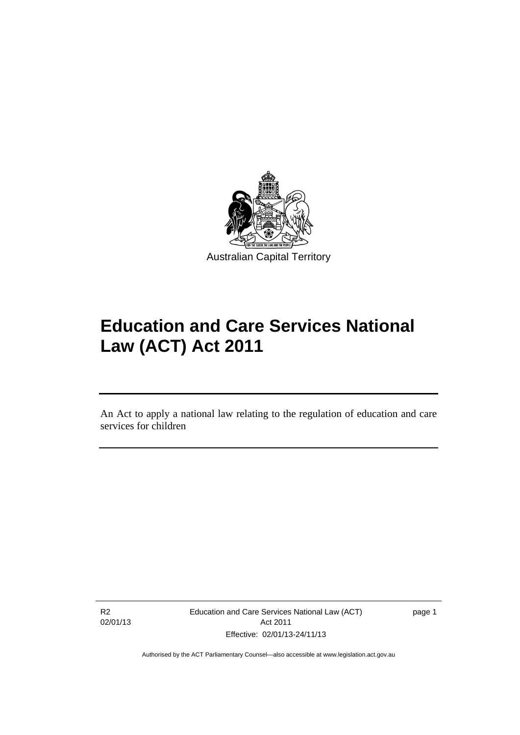Australian Capital Territory

# Education and Care Services National Law (ACT) Act 2011

An Act to apply a national law relating to the regulation of education and care services for children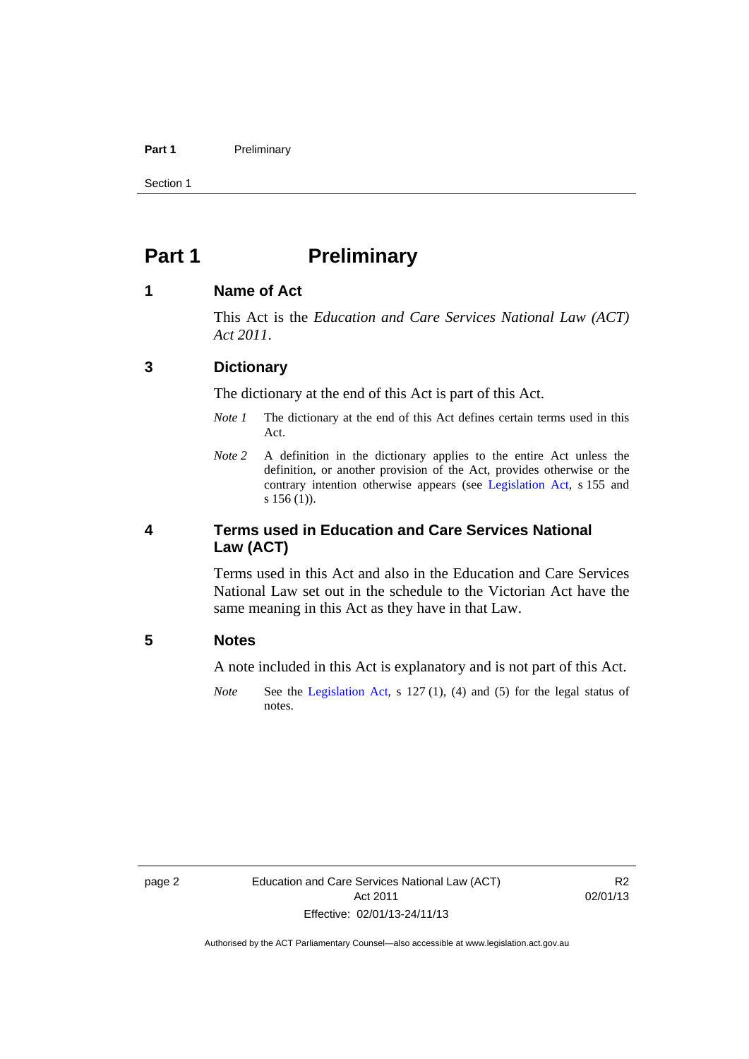# Part 1 Preliminary

## 1 Name of Act

This Act is the *Education and Care Services National Law (ACT) Act 2011*.

## 3 Dictionary

The dictionary at the end of this Act is part of this Act.

*Note 1* The dictionary at the end of this Act defines certain terms used in this Act.

*Note 2* A definition in the dictionary applies to the entire Act unless the definition, or another provision of the Act, provides otherwise or the contrary intention otherwise appears (see Legislation Act, s 155 and s 156 (1)).

## 4 Terms used in Education and Care Services National Law (ACT)

Terms used in this Act and also in the Education and Care Services National Law set out in the schedule to the Victorian Act have the same meaning in this Act as they have in that Law.

## 5 Notes

A note included in this Act is explanatory and is not part of this Act.

*Note* See the Legislation Act, s 127 (1), (4) and (5) for the legal status of notes.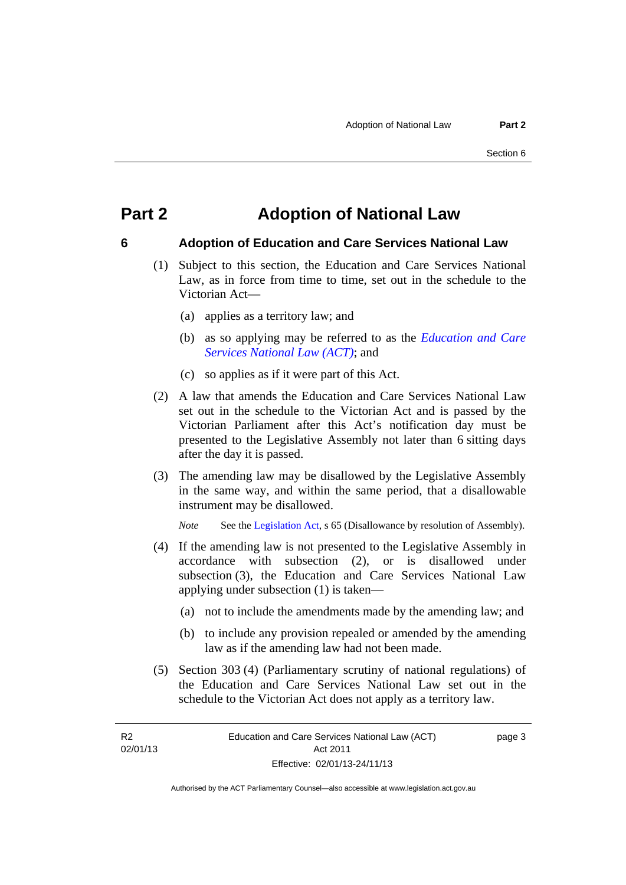# Part 2 Adoption of National Law

## 6 Adoption of Education and Care Services National Law

(1) Subject to this section, the Education and Care Services National Law, as in force from time to time, set out in the schedule to the Victorian Act—

(a) applies as a territory law; and

(b) as so applying may be referred to as the ***Education and Care Services National Law (ACT)***; and

(c) so applies as if it were part of this Act.

(2) A law that amends the Education and Care Services National Law set out in the schedule to the Victorian Act and is passed by the Victorian Parliament after this Act's notification day must be presented to the Legislative Assembly not later than 6 sitting days after the day it is passed.

(3) The amending law may be disallowed by the Legislative Assembly in the same way, and within the same period, that a disallowable instrument may be disallowed.

*Note* See the Legislation Act, s 65 (Disallowance by resolution of Assembly).

(4) If the amending law is not presented to the Legislative Assembly in accordance with subsection (2), or is disallowed under subsection (3), the Education and Care Services National Law applying under subsection (1) is taken—

(a) not to include the amendments made by the amending law; and

(b) to include any provision repealed or amended by the amending law as if the amending law had not been made.

(5) Section 303 (4) (Parliamentary scrutiny of national regulations) of the Education and Care Services National Law set out in the schedule to the Victorian Act does not apply as a territory law.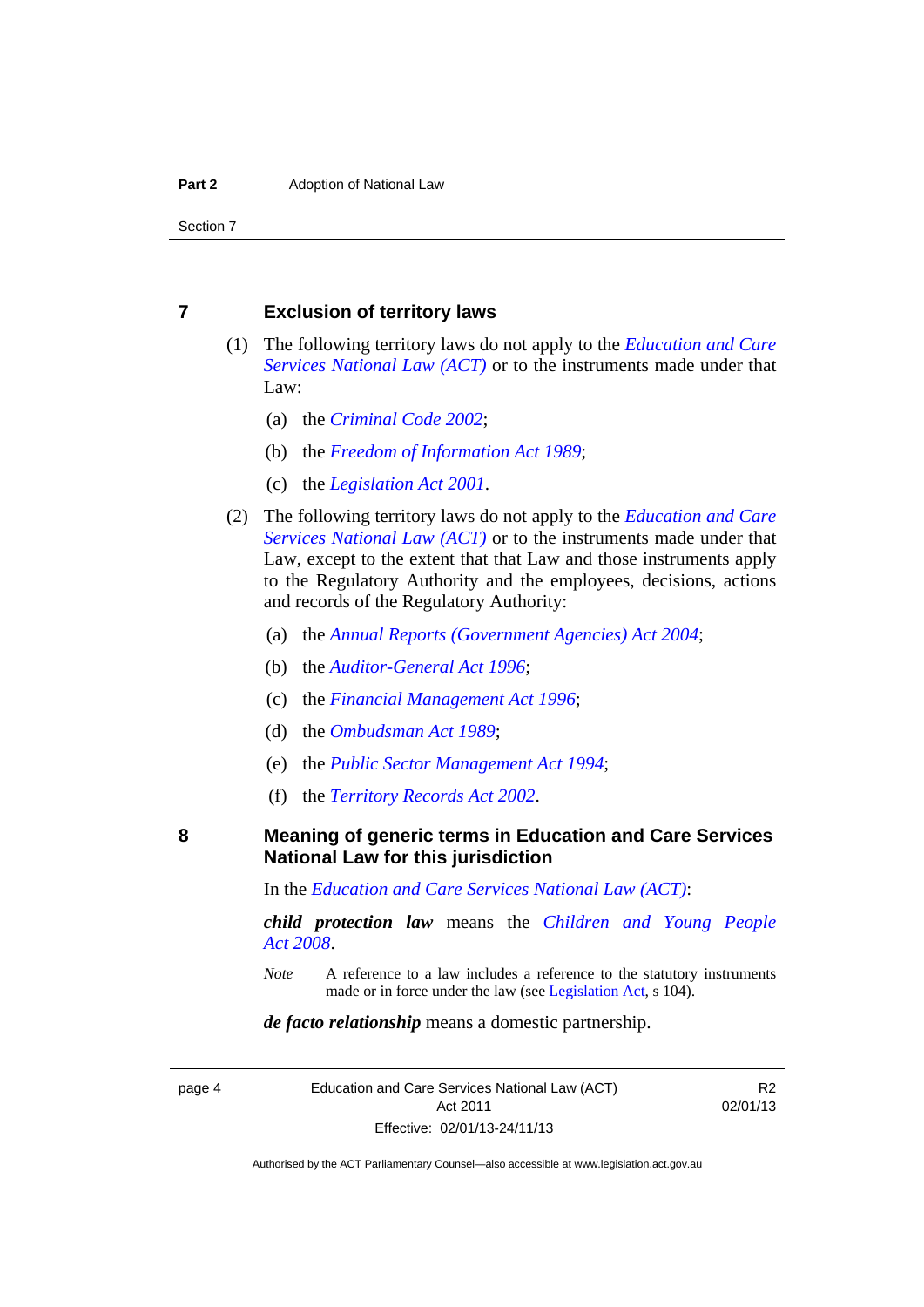## 7 Exclusion of territory laws

(1) The following territory laws do not apply to the *Education and Care Services National Law (ACT)* or to the instruments made under that Law:

(a) the *Criminal Code 2002*;

(b) the *Freedom of Information Act 1989*;

(c) the *Legislation Act 2001*.

(2) The following territory laws do not apply to the *Education and Care Services National Law (ACT)* or to the instruments made under that Law, except to the extent that that Law and those instruments apply to the Regulatory Authority and the employees, decisions, actions and records of the Regulatory Authority:

(a) the *Annual Reports (Government Agencies) Act 2004*;

(b) the *Auditor-General Act 1996*;

(c) the *Financial Management Act 1996*;

(d) the *Ombudsman Act 1989*;

(e) the *Public Sector Management Act 1994*;

(f) the *Territory Records Act 2002*.

## 8 Meaning of generic terms in Education and Care Services National Law for this jurisdiction

In the *Education and Care Services National Law (ACT)*:

***child protection law*** means the *Children and Young People Act 2008*.

*Note* A reference to a law includes a reference to the statutory instruments made or in force under the law (see Legislation Act, s 104).

***de facto relationship*** means a domestic partnership.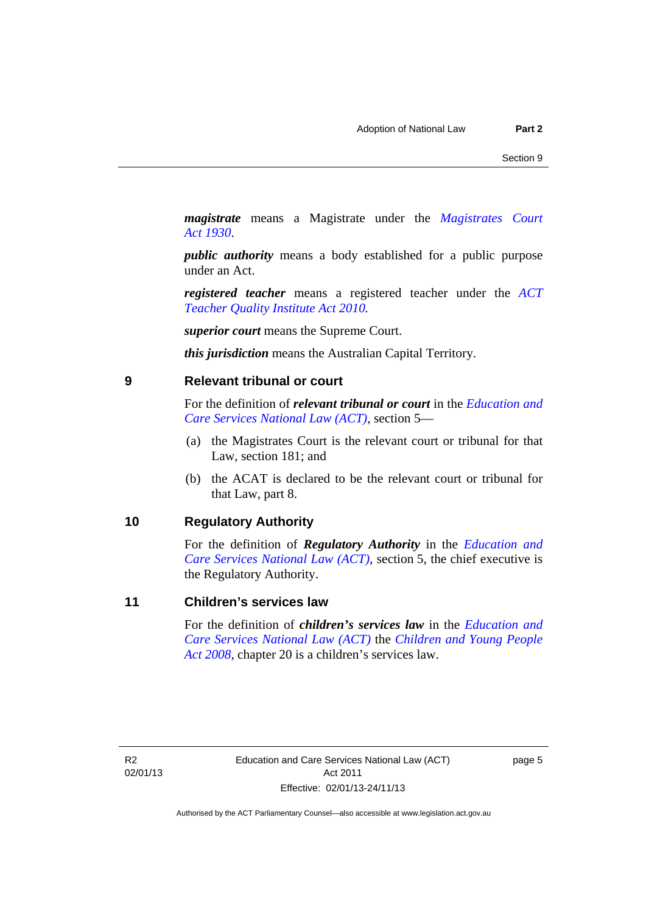***magistrate*** means a Magistrate under the *Magistrates Court Act 1930*.

***public authority*** means a body established for a public purpose under an Act.

***registered teacher*** means a registered teacher under the *ACT Teacher Quality Institute Act 2010.*

***superior court*** means the Supreme Court.

***this jurisdiction*** means the Australian Capital Territory.

## 9 Relevant tribunal or court

For the definition of ***relevant tribunal or court*** in the *Education and Care Services National Law (ACT)*, section 5—

(a) the Magistrates Court is the relevant court or tribunal for that Law, section 181; and

(b) the ACAT is declared to be the relevant court or tribunal for that Law, part 8.

## 10 Regulatory Authority

For the definition of ***Regulatory Authority*** in the *Education and Care Services National Law (ACT)*, section 5, the chief executive is the Regulatory Authority.

## 11 Children's services law

For the definition of ***children's services law*** in the *Education and Care Services National Law (ACT)* the *Children and Young People Act 2008*, chapter 20 is a children's services law.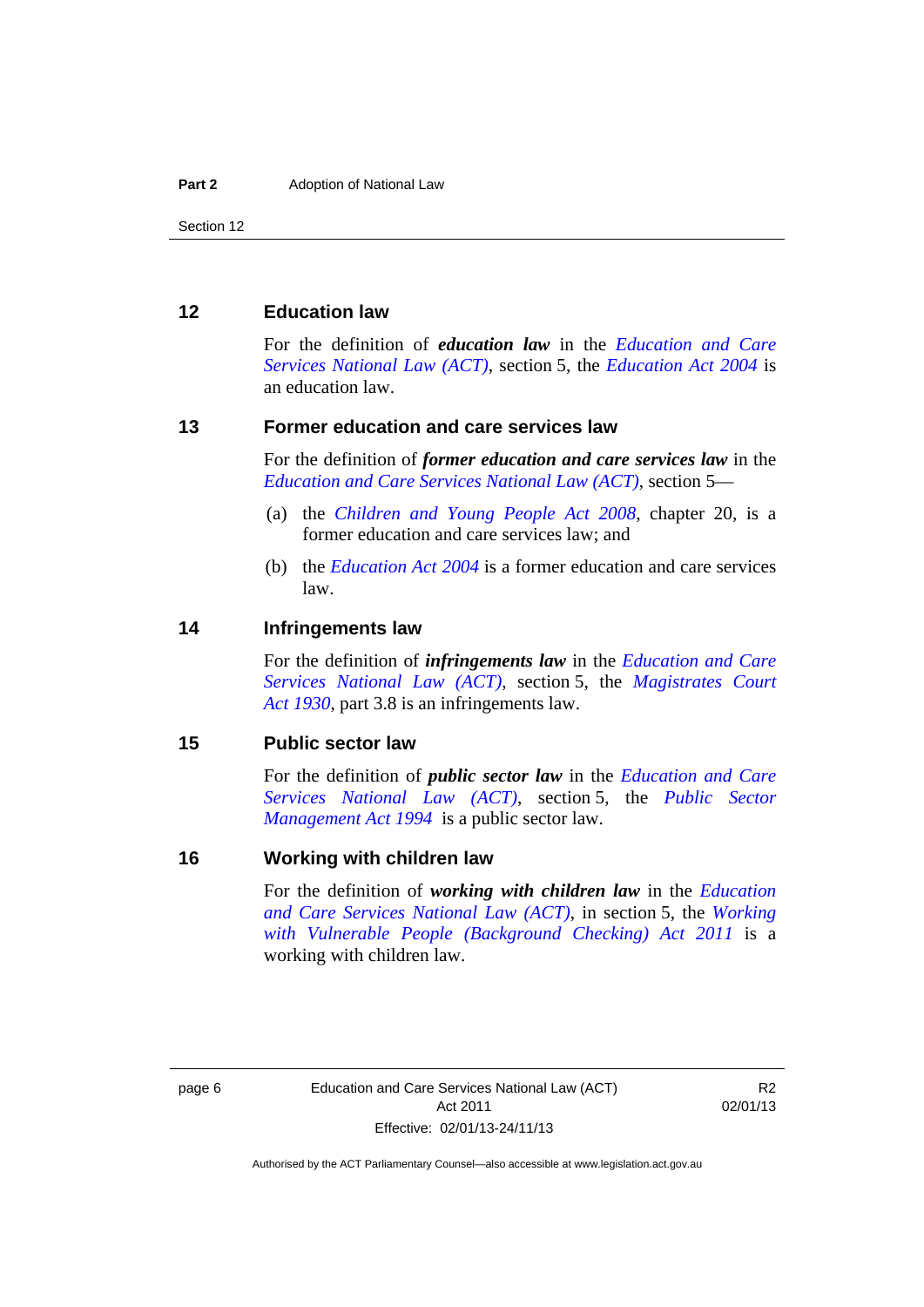## 12 Education law

For the definition of ***education law*** in the *Education and Care Services National Law (ACT)*, section 5, the *Education Act 2004* is an education law.

## 13 Former education and care services law

For the definition of ***former education and care services law*** in the *Education and Care Services National Law (ACT)*, section 5—

(a) the *Children and Young People Act 2008*, chapter 20, is a former education and care services law; and

(b) the *Education Act 2004* is a former education and care services law.

## 14 Infringements law

For the definition of ***infringements law*** in the *Education and Care Services National Law (ACT)*, section 5, the *Magistrates Court Act 1930*, part 3.8 is an infringements law.

## 15 Public sector law

For the definition of ***public sector law*** in the *Education and Care Services National Law (ACT)*, section 5, the *Public Sector Management Act 1994* is a public sector law.

## 16 Working with children law

For the definition of ***working with children law*** in the *Education and Care Services National Law (ACT)*, in section 5, the *Working with Vulnerable People (Background Checking) Act 2011* is a working with children law.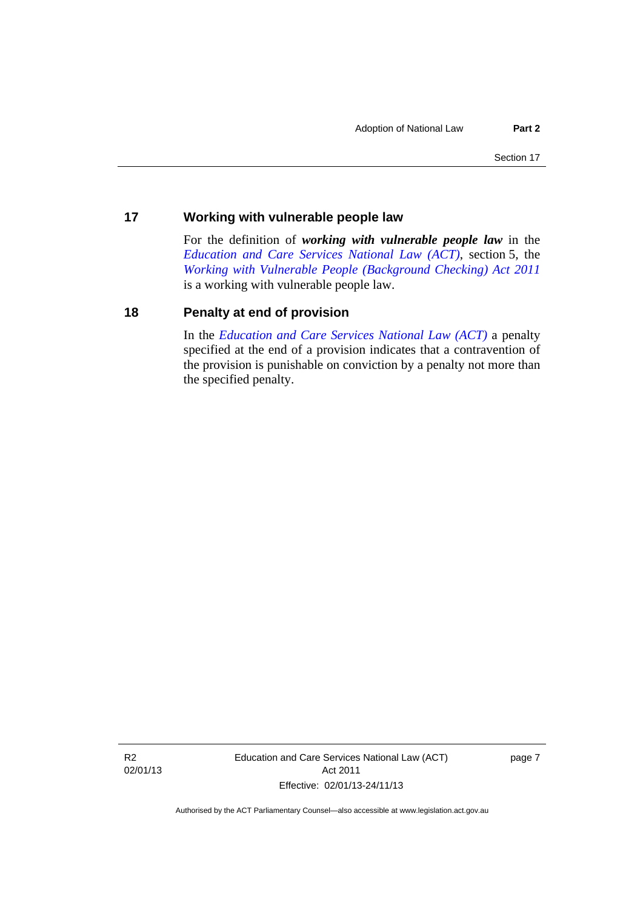## 17 Working with vulnerable people law

For the definition of ***working with vulnerable people law*** in the *Education and Care Services National Law (ACT)*, section 5, the *Working with Vulnerable People (Background Checking) Act 2011* is a working with vulnerable people law.

## 18 Penalty at end of provision

In the *Education and Care Services National Law (ACT)* a penalty specified at the end of a provision indicates that a contravention of the provision is punishable on conviction by a penalty not more than the specified penalty.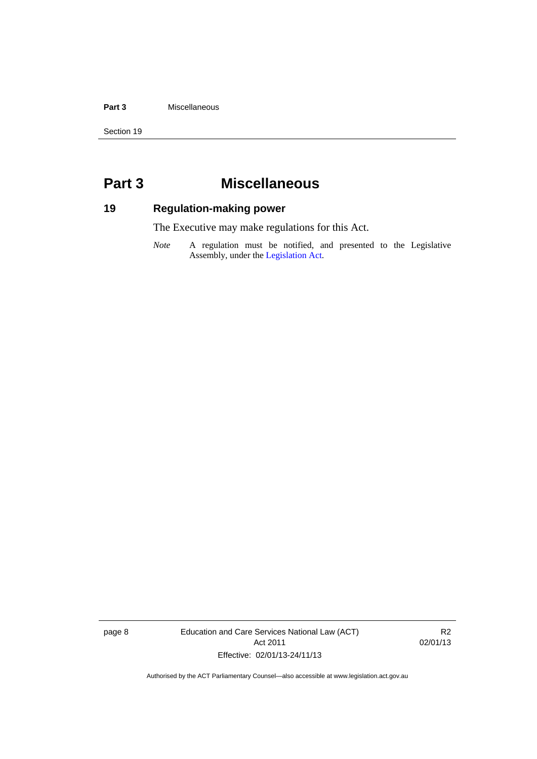# Part 3 Miscellaneous

## 19 Regulation-making power

The Executive may make regulations for this Act.

*Note* A regulation must be notified, and presented to the Legislative Assembly, under the Legislation Act.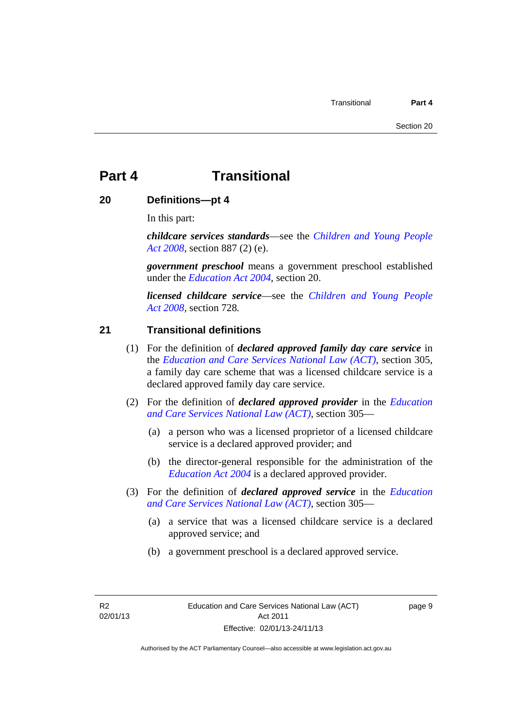# Part 4 Transitional

## 20 Definitions—pt 4

In this part:

***childcare services standards***—see the *Children and Young People Act 2008*, section 887 (2) (e).

***government preschool*** means a government preschool established under the *Education Act 2004*, section 20.

***licensed childcare service***—see the *Children and Young People Act 2008*, section 728.

## 21 Transitional definitions

(1) For the definition of ***declared approved family day care service*** in the *Education and Care Services National Law (ACT)*, section 305, a family day care scheme that was a licensed childcare service is a declared approved family day care service.

(2) For the definition of ***declared approved provider*** in the *Education and Care Services National Law (ACT)*, section 305—

(a) a person who was a licensed proprietor of a licensed childcare service is a declared approved provider; and

(b) the director-general responsible for the administration of the *Education Act 2004* is a declared approved provider.

(3) For the definition of ***declared approved service*** in the *Education and Care Services National Law (ACT)*, section 305—

(a) a service that was a licensed childcare service is a declared approved service; and

(b) a government preschool is a declared approved service.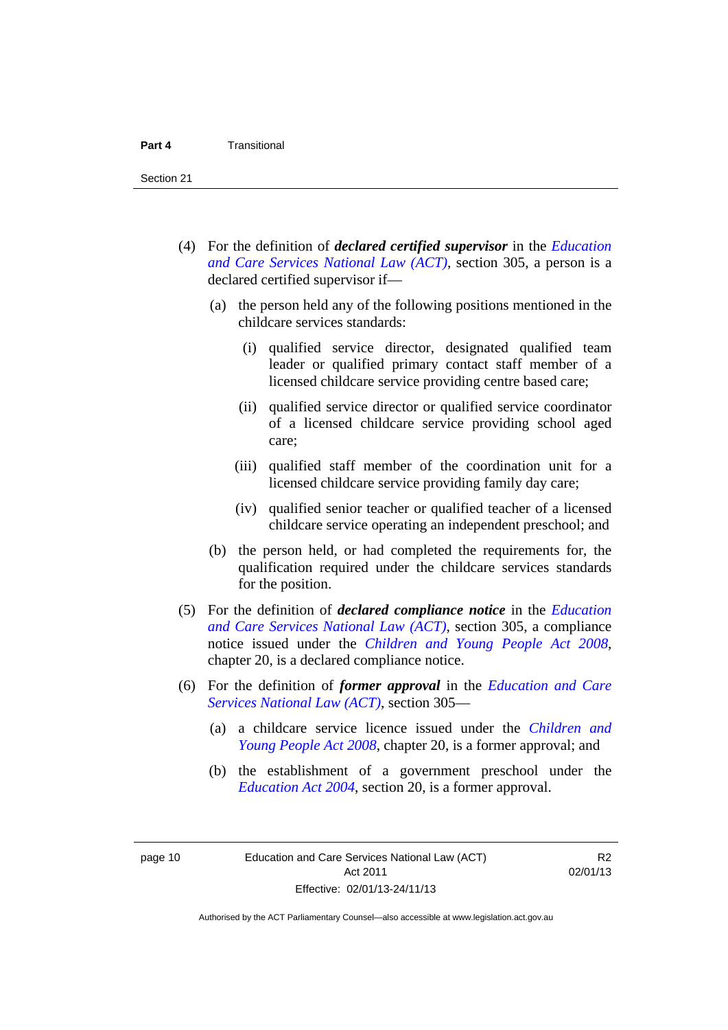(4) For the definition of ***declared certified supervisor*** in the *Education and Care Services National Law (ACT)*, section 305, a person is a declared certified supervisor if—

(a) the person held any of the following positions mentioned in the childcare services standards:

(i) qualified service director, designated qualified team leader or qualified primary contact staff member of a licensed childcare service providing centre based care;

(ii) qualified service director or qualified service coordinator of a licensed childcare service providing school aged care;

(iii) qualified staff member of the coordination unit for a licensed childcare service providing family day care;

(iv) qualified senior teacher or qualified teacher of a licensed childcare service operating an independent preschool; and

(b) the person held, or had completed the requirements for, the qualification required under the childcare services standards for the position.

(5) For the definition of ***declared compliance notice*** in the *Education and Care Services National Law (ACT)*, section 305, a compliance notice issued under the *Children and Young People Act 2008*, chapter 20, is a declared compliance notice.

(6) For the definition of ***former approval*** in the *Education and Care Services National Law (ACT)*, section 305—

(a) a childcare service licence issued under the *Children and Young People Act 2008*, chapter 20, is a former approval; and

(b) the establishment of a government preschool under the *Education Act 2004*, section 20, is a former approval.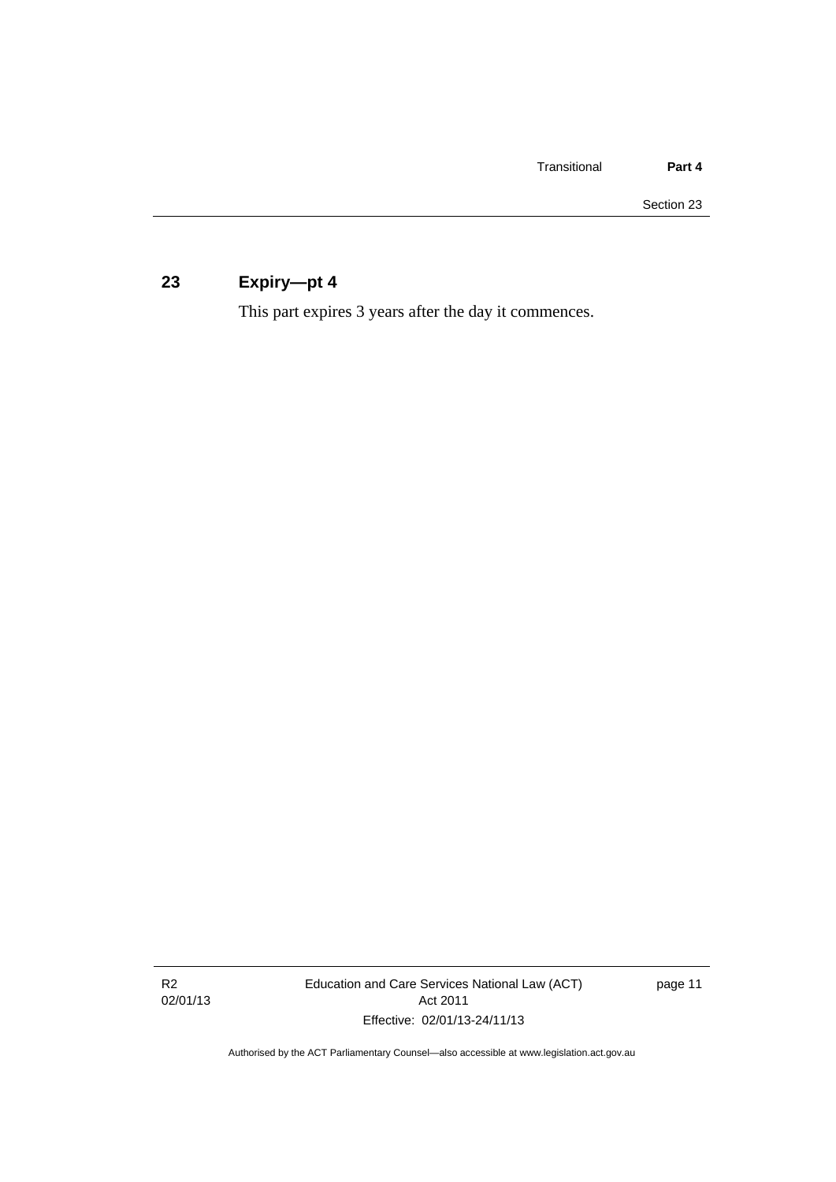## 23 Expiry—pt 4

This part expires 3 years after the day it commences.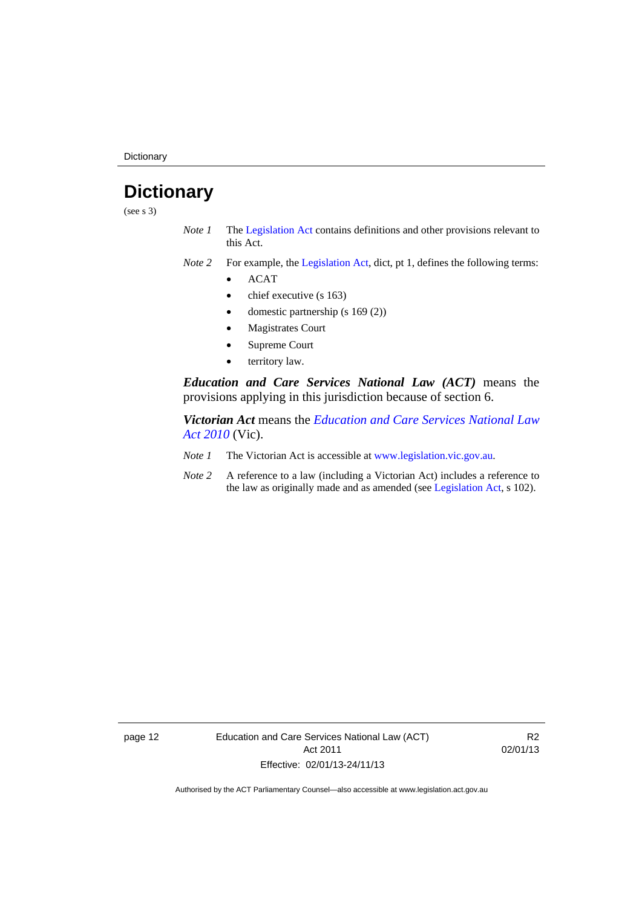# Dictionary

(see s 3)

*Note 1* The Legislation Act contains definitions and other provisions relevant to this Act.

*Note 2* For example, the Legislation Act, dict, pt 1, defines the following terms:

- ACAT
- chief executive (s 163)
- domestic partnership (s 169 (2))
- Magistrates Court
- Supreme Court
- territory law.

***Education and Care Services National Law (ACT)*** means the provisions applying in this jurisdiction because of section 6.

***Victorian Act*** means the *Education and Care Services National Law Act 2010* (Vic).

*Note 1* The Victorian Act is accessible at www.legislation.vic.gov.au.

*Note 2* A reference to a law (including a Victorian Act) includes a reference to the law as originally made and as amended (see Legislation Act, s 102).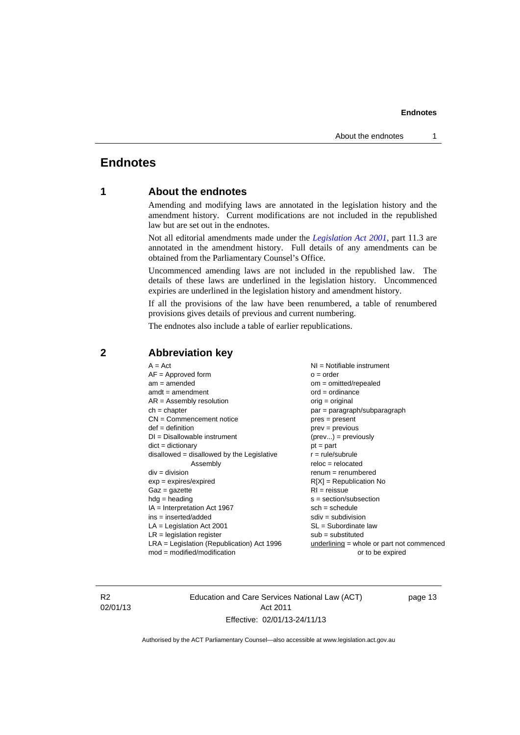# Endnotes

## 1 About the endnotes

Amending and modifying laws are annotated in the legislation history and the amendment history. Current modifications are not included in the republished law but are set out in the endnotes.

Not all editorial amendments made under the *Legislation Act 2001*, part 11.3 are annotated in the amendment history. Full details of any amendments can be obtained from the Parliamentary Counsel's Office.

Uncommenced amending laws are not included in the republished law. The details of these laws are underlined in the legislation history. Uncommenced expiries are underlined in the legislation history and amendment history.

If all the provisions of the law have been renumbered, a table of renumbered provisions gives details of previous and current numbering.

The endnotes also include a table of earlier republications.

## 2 Abbreviation key

A = Act
AF = Approved form
am = amended
amdt = amendment
AR = Assembly resolution
ch = chapter
CN = Commencement notice
def = definition
DI = Disallowable instrument
dict = dictionary
disallowed = disallowed by the Legislative Assembly
div = division
exp = expires/expired
Gaz = gazette
hdg = heading
IA = Interpretation Act 1967
ins = inserted/added
LA = Legislation Act 2001
LR = legislation register
LRA = Legislation (Republication) Act 1996
mod = modified/modification
NI = Notifiable instrument
o = order
om = omitted/repealed
ord = ordinance
orig = original
par = paragraph/subparagraph
pres = present
prev = previous
(prev...) = previously
pt = part
r = rule/subrule
reloc = relocated
renum = renumbered
R[X] = Republication No
RI = reissue
s = section/subsection
sch = schedule
sdiv = subdivision
SL = Subordinate law
sub = substituted
underlining = whole or part not commenced or to be expired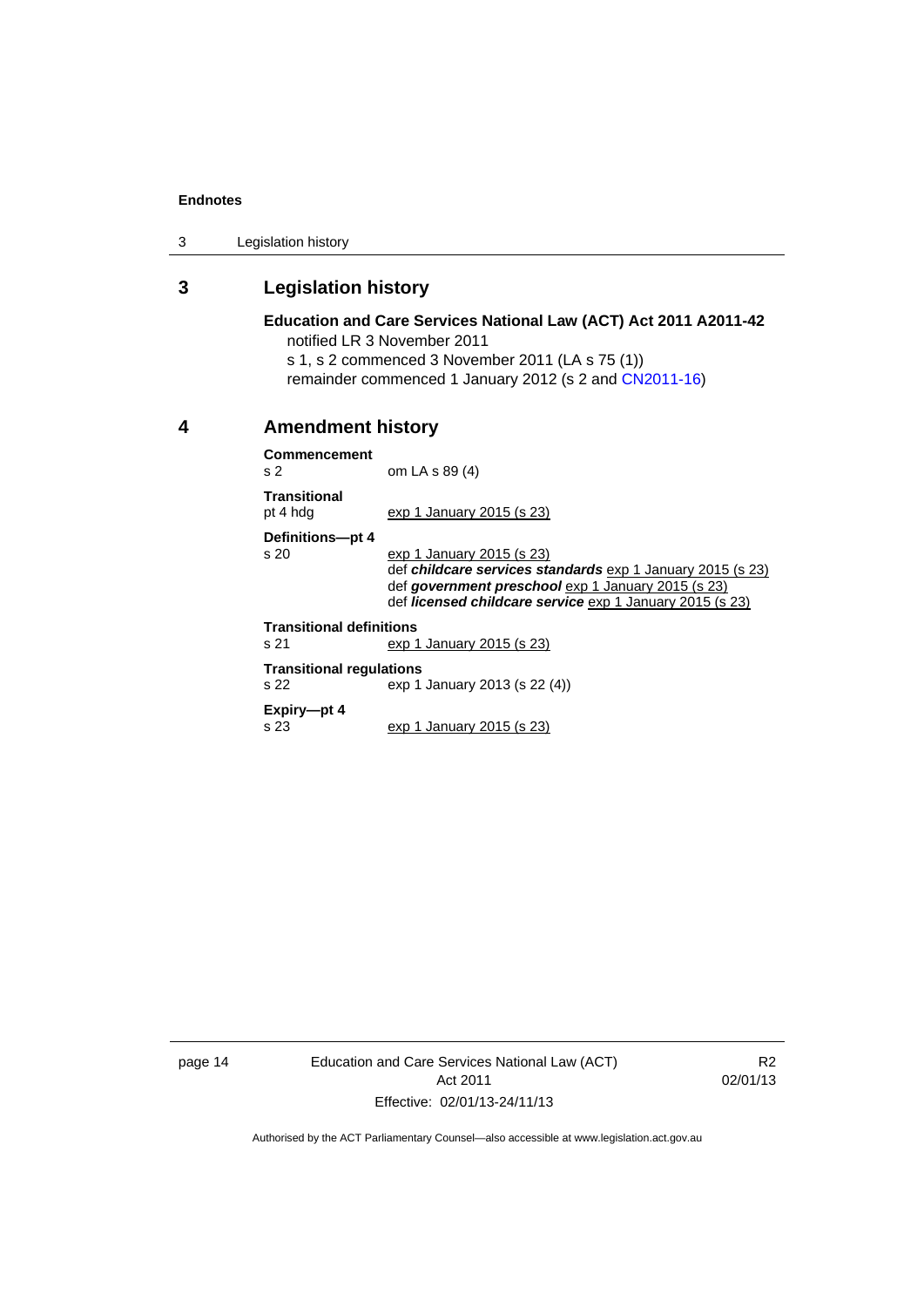## 3 Legislation history

**Education and Care Services National Law (ACT) Act 2011 A2011-42**

notified LR 3 November 2011

s 1, s 2 commenced 3 November 2011 (LA s 75 (1))

remainder commenced 1 January 2012 (s 2 and CN2011-16)

## 4 Amendment history

**Commencement**
s 2 om LA s 89 (4)

**Transitional**
pt 4 hdg exp 1 January 2015 (s 23)

**Definitions—pt 4**
s 20 exp 1 January 2015 (s 23)
def ***childcare services standards*** exp 1 January 2015 (s 23)
def ***government preschool*** exp 1 January 2015 (s 23)
def ***licensed childcare service*** exp 1 January 2015 (s 23)

**Transitional definitions**
s 21 exp 1 January 2015 (s 23)

**Transitional regulations**
s 22 exp 1 January 2013 (s 22 (4))

**Expiry—pt 4**
s 23 exp 1 January 2015 (s 23)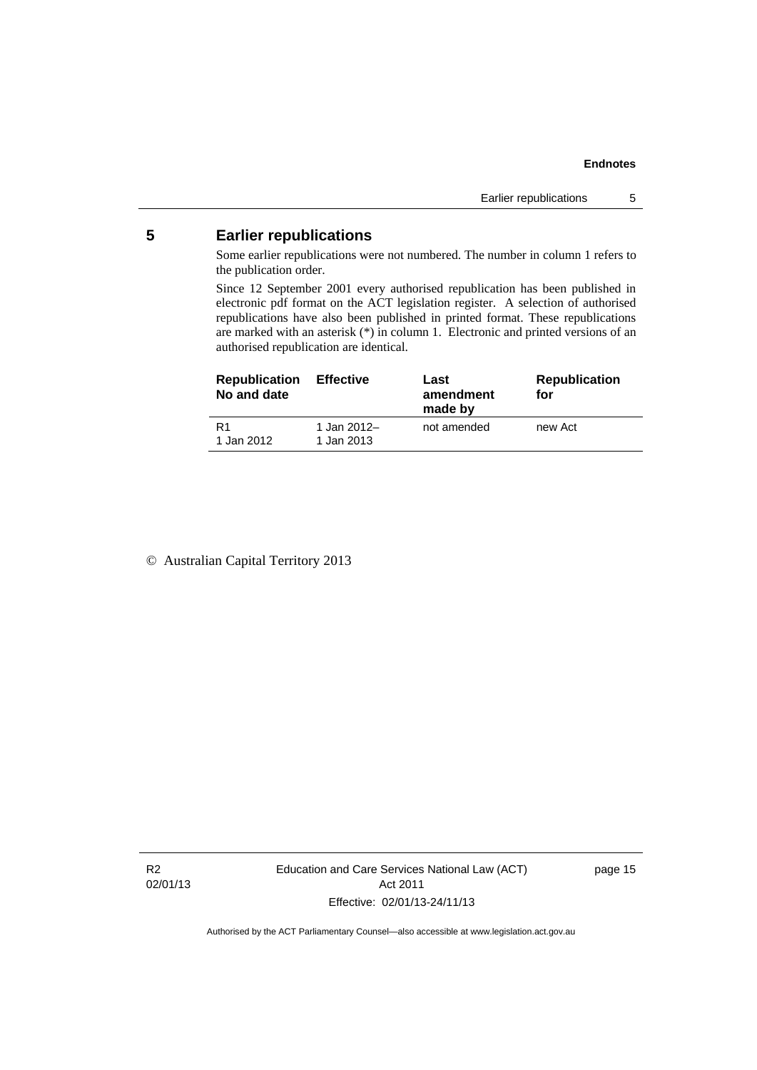## 5 Earlier republications

Some earlier republications were not numbered. The number in column 1 refers to the publication order.

Since 12 September 2001 every authorised republication has been published in electronic pdf format on the ACT legislation register. A selection of authorised republications have also been published in printed format. These republications are marked with an asterisk (*) in column 1. Electronic and printed versions of an authorised republication are identical.

| Republication No and date | Effective | Last amendment made by | Republication for |
|---|---|---|---|
| R1<br>1 Jan 2012 | 1 Jan 2012–<br>1 Jan 2013 | not amended | new Act |

© Australian Capital Territory 2013